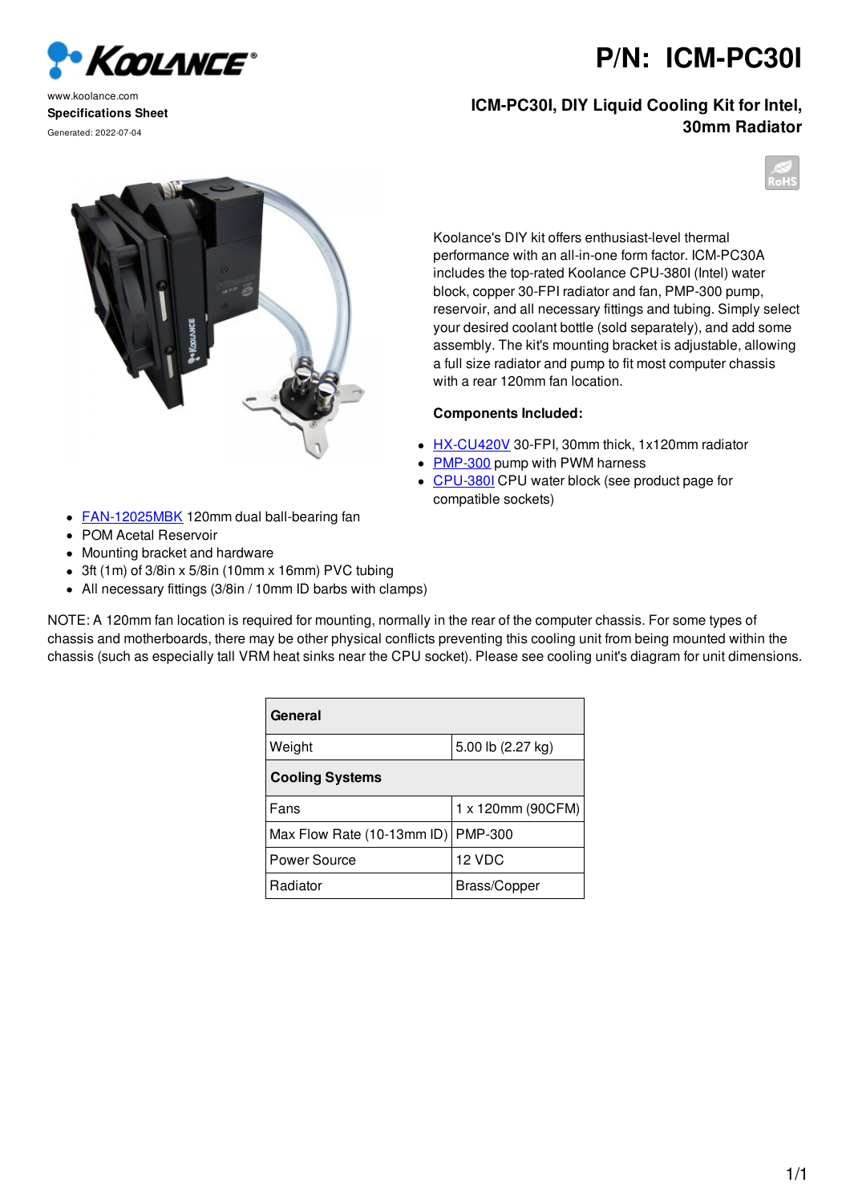KOOLANCE

www.koolance.com

**Specifications Sheet**

Generated: 2022-07-04

# P/N: ICM-PC30I

## ICM-PC30I, DIY Liquid Cooling Kit for Intel, 30mm Radiator

Koolance's DIY kit offers enthusiast-level thermal performance with an all-in-one form factor. ICM-PC30A includes the top-rated Koolance CPU-380I (Intel) water block, copper 30-FPI radiator and fan, PMP-300 pump, reservoir, and all necessary fittings and tubing. Simply select your desired coolant bottle (sold separately), and add some assembly. The kit's mounting bracket is adjustable, allowing a full size radiator and pump to fit most computer chassis with a rear 120mm fan location.

**Components Included:**

- HX-CU420V 30-FPI, 30mm thick, 1x120mm radiator
- PMP-300 pump with PWM harness
- CPU-380I CPU water block (see product page for compatible sockets)
- FAN-12025MBK 120mm dual ball-bearing fan
- POM Acetal Reservoir
- Mounting bracket and hardware
- 3ft (1m) of 3/8in x 5/8in (10mm x 16mm) PVC tubing
- All necessary fittings (3/8in / 10mm ID barbs with clamps)

NOTE: A 120mm fan location is required for mounting, normally in the rear of the computer chassis. For some types of chassis and motherboards, there may be other physical conflicts preventing this cooling unit from being mounted within the chassis (such as especially tall VRM heat sinks near the CPU socket). Please see cooling unit's diagram for unit dimensions.

| **General** | |
|---|---|
| Weight | 5.00 lb (2.27 kg) |
| **Cooling Systems** | |
| Fans | 1 x 120mm (90CFM) |
| Max Flow Rate (10-13mm ID) | PMP-300 |
| Power Source | 12 VDC |
| Radiator | Brass/Copper |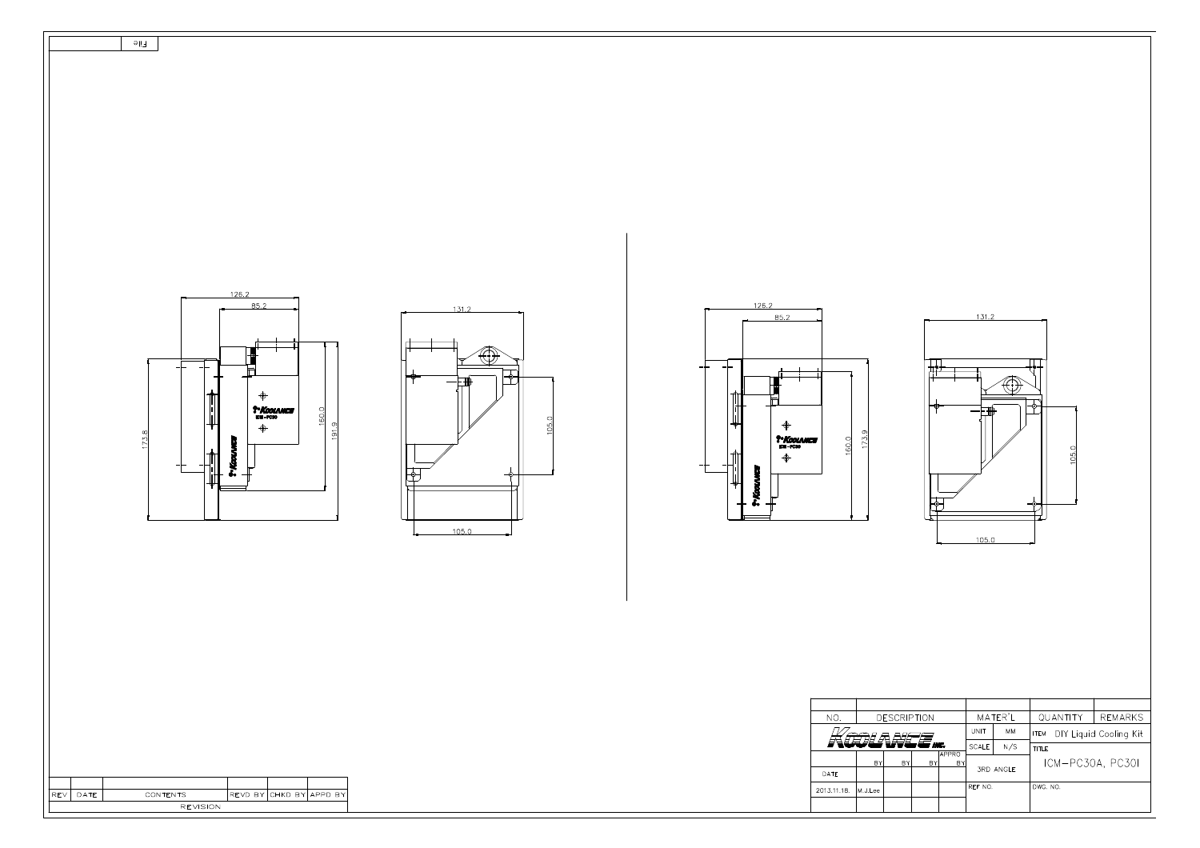File

126.2
85.2

173.8

160.0
191.9

131.2

105.0

105.0

126.2
85.2

160.0
173.9

131.2

105.0

105.0

| NO. | DESCRIPTION | | | | MATER'L | | QUANTITY | REMARKS |
|---|---|---|---|---|---|---|---|---|
| KOOLANCE INC. | | | | | UNIT | MM | ITEM DIY Liquid Cooling Kit | |
| | | | | | SCALE | N/S | TITLE ICM-PC30A, PC30I | |
| | BY | BY | BY | APPRO BY | 3RD ANGLE | | | |
| DATE | | | | | | | | |
| 2013.11.18. | M.J.Lee | | | | REF NO. | | DWG. NO. | |

| REV | DATE | CONTENTS | REVD BY | CHKD BY | APPD BY |
|---|---|---|---|---|---|
| REVISION | | | | | |